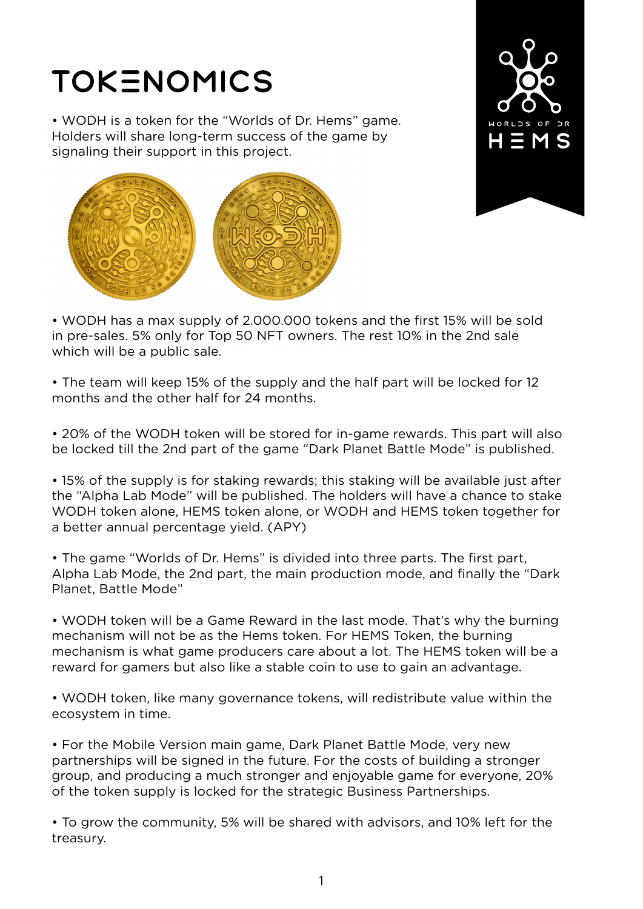# TOKENOMICS

• WODH is a token for the "Worlds of Dr. Hems" game. Holders will share long-term success of the game by signaling their support in this project.

• WODH has a max supply of 2.000.000 tokens and the first 15% will be sold in pre-sales. 5% only for Top 50 NFT owners. The rest 10% in the 2nd sale which will be a public sale.

• The team will keep 15% of the supply and the half part will be locked for 12 months and the other half for 24 months.

• 20% of the WODH token will be stored for in-game rewards. This part will also be locked till the 2nd part of the game "Dark Planet Battle Mode" is published.

• 15% of the supply is for staking rewards; this staking will be available just after the "Alpha Lab Mode" will be published. The holders will have a chance to stake WODH token alone, HEMS token alone, or WODH and HEMS token together for a better annual percentage yield. (APY)

• The game "Worlds of Dr. Hems" is divided into three parts. The first part, Alpha Lab Mode, the 2nd part, the main production mode, and finally the "Dark Planet, Battle Mode"

• WODH token will be a Game Reward in the last mode. That's why the burning mechanism will not be as the Hems token. For HEMS Token, the burning mechanism is what game producers care about a lot. The HEMS token will be a reward for gamers but also like a stable coin to use to gain an advantage.

• WODH token, like many governance tokens, will redistribute value within the ecosystem in time.

• For the Mobile Version main game, Dark Planet Battle Mode, very new partnerships will be signed in the future. For the costs of building a stronger group, and producing a much stronger and enjoyable game for everyone, 20% of the token supply is locked for the strategic Business Partnerships.

• To grow the community, 5% will be shared with advisors, and 10% left for the treasury.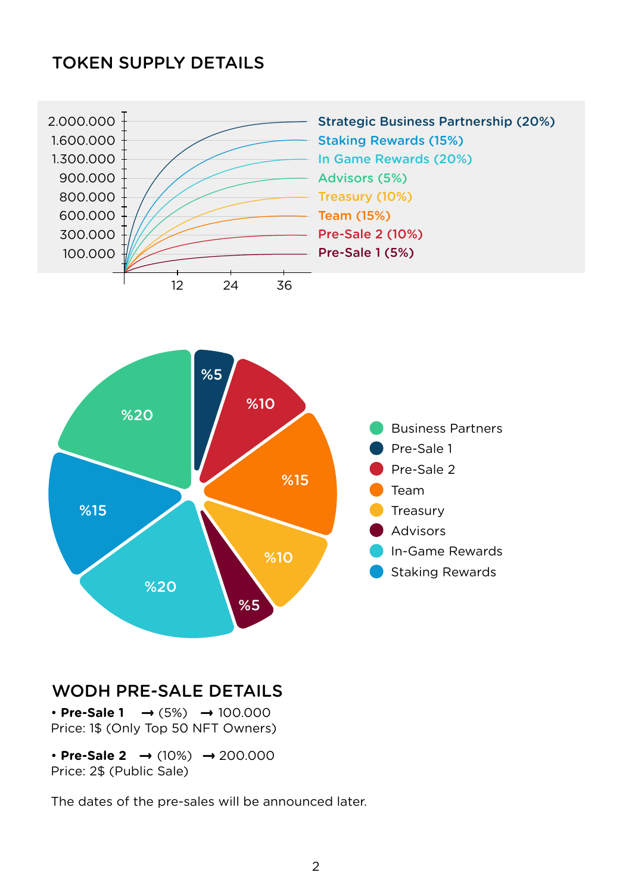## TOKEN SUPPLY DETAILS

2.000.000 — Strategic Business Partnership (20%)
1.600.000 — Staking Rewards (15%)
1.300.000 — In Game Rewards (20%)
900.000 — Advisors (5%)
800.000 — Treasury (10%)
600.000 — Team (15%)
300.000 — Pre-Sale 2 (10%)
100.000 — Pre-Sale 1 (5%)

12 24 36

%20 %5 %10 %15 %10 %5 %20 %15

- Business Partners
- Pre-Sale 1
- Pre-Sale 2
- Team
- Treasury
- Advisors
- In-Game Rewards
- Staking Rewards

## WODH PRE-SALE DETAILS

- **Pre-Sale 1** ➞ (5%) ➞ 100.000
Price: 1$ (Only Top 50 NFT Owners)

- **Pre-Sale 2** ➞ (10%) ➞ 200.000
Price: 2$ (Public Sale)

The dates of the pre-sales will be announced later.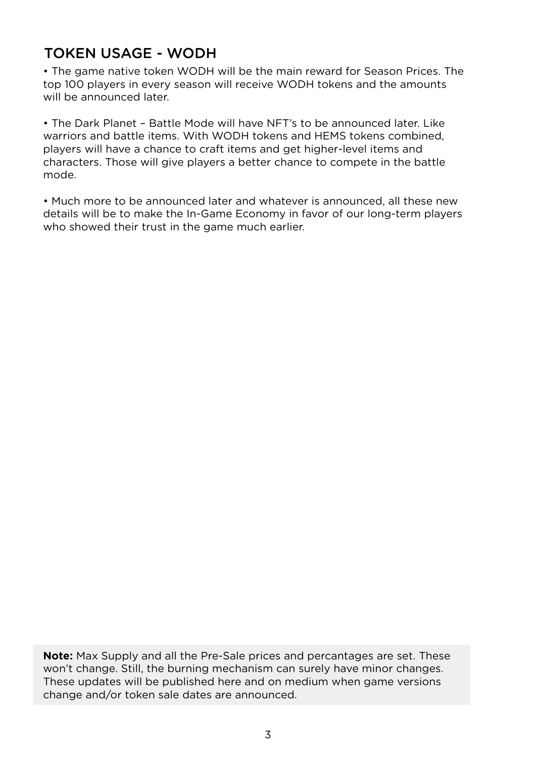## TOKEN USAGE - WODH

- The game native token WODH will be the main reward for Season Prices. The top 100 players in every season will receive WODH tokens and the amounts will be announced later.

- The Dark Planet – Battle Mode will have NFT's to be announced later. Like warriors and battle items. With WODH tokens and HEMS tokens combined, players will have a chance to craft items and get higher-level items and characters. Those will give players a better chance to compete in the battle mode.

- Much more to be announced later and whatever is announced, all these new details will be to make the In-Game Economy in favor of our long-term players who showed their trust in the game much earlier.

**Note:** Max Supply and all the Pre-Sale prices and percantages are set. These won't change. Still, the burning mechanism can surely have minor changes. These updates will be published here and on medium when game versions change and/or token sale dates are announced.